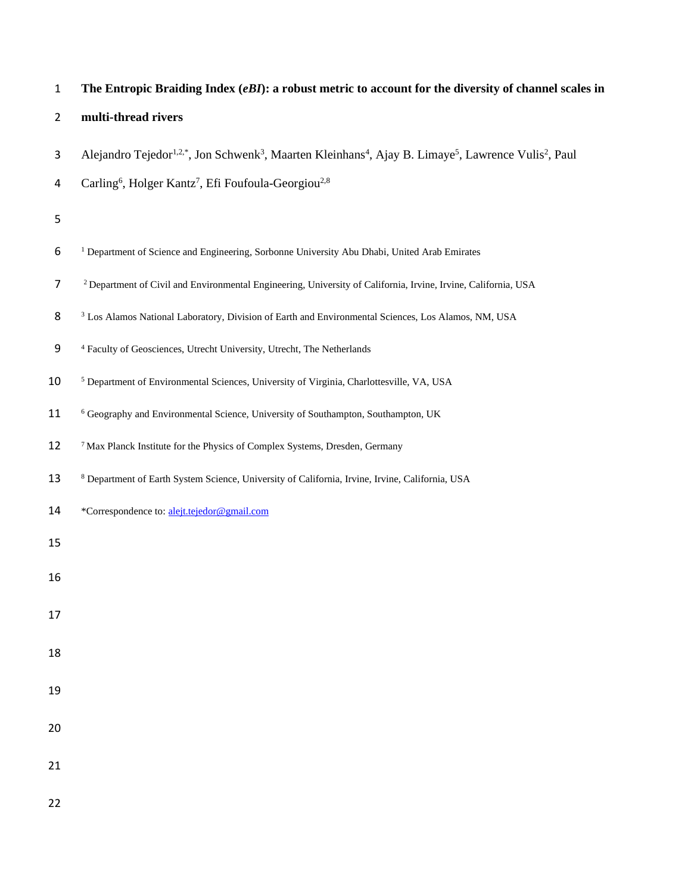# The Entropic Braiding Index (*eBI*): a robust metric to account for the diversity of channel scales in multi-thread rivers

Alejandro Tejedor[1,2,*], Jon Schwenk[3], Maarten Kleinhans[4], Ajay B. Limaye[5], Lawrence Vulis[2], Paul Carling[6], Holger Kantz[7], Efi Foufoula-Georgiou[2,8]

[1] Department of Science and Engineering, Sorbonne University Abu Dhabi, United Arab Emirates

[2] Department of Civil and Environmental Engineering, University of California, Irvine, Irvine, California, USA

[3] Los Alamos National Laboratory, Division of Earth and Environmental Sciences, Los Alamos, NM, USA

[4] Faculty of Geosciences, Utrecht University, Utrecht, The Netherlands

[5] Department of Environmental Sciences, University of Virginia, Charlottesville, VA, USA

[6] Geography and Environmental Science, University of Southampton, Southampton, UK

[7] Max Planck Institute for the Physics of Complex Systems, Dresden, Germany

[8] Department of Earth System Science, University of California, Irvine, Irvine, California, USA

*Correspondence to: alejt.tejedor@gmail.com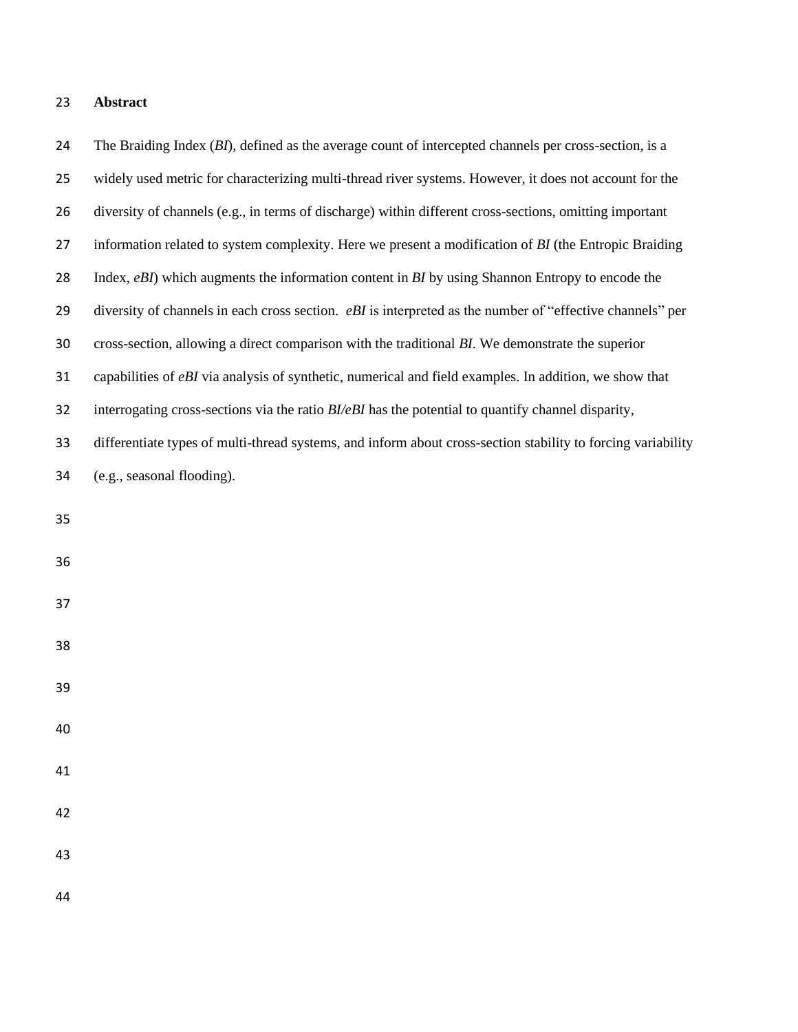## Abstract

The Braiding Index (*BI*), defined as the average count of intercepted channels per cross-section, is a widely used metric for characterizing multi-thread river systems. However, it does not account for the diversity of channels (e.g., in terms of discharge) within different cross-sections, omitting important information related to system complexity. Here we present a modification of *BI* (the Entropic Braiding Index, *eBI*) which augments the information content in *BI* by using Shannon Entropy to encode the diversity of channels in each cross section. *eBI* is interpreted as the number of "effective channels" per cross-section, allowing a direct comparison with the traditional *BI*. We demonstrate the superior capabilities of *eBI* via analysis of synthetic, numerical and field examples. In addition, we show that interrogating cross-sections via the ratio *BI/eBI* has the potential to quantify channel disparity, differentiate types of multi-thread systems, and inform about cross-section stability to forcing variability (e.g., seasonal flooding).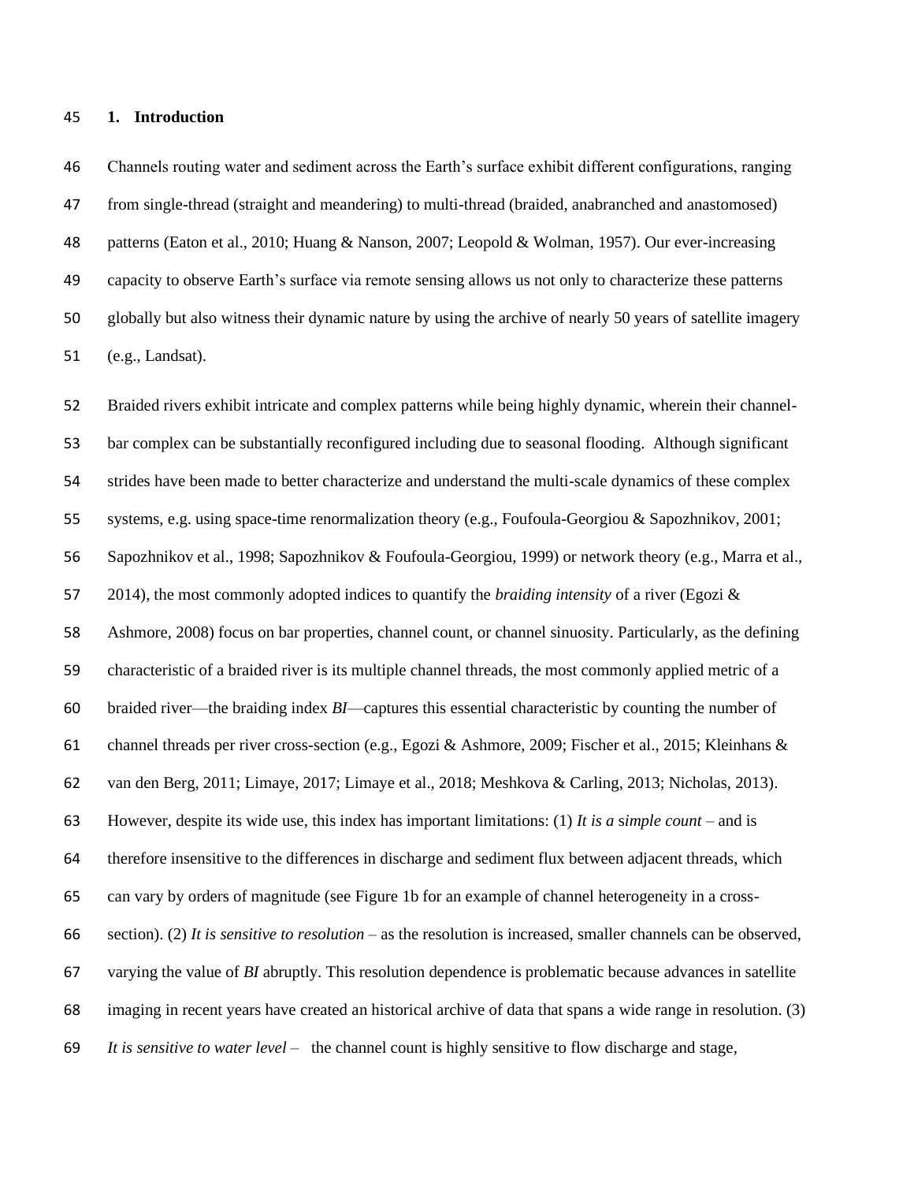## 1. Introduction

Channels routing water and sediment across the Earth's surface exhibit different configurations, ranging from single-thread (straight and meandering) to multi-thread (braided, anabranched and anastomosed) patterns (Eaton et al., 2010; Huang & Nanson, 2007; Leopold & Wolman, 1957). Our ever-increasing capacity to observe Earth's surface via remote sensing allows us not only to characterize these patterns globally but also witness their dynamic nature by using the archive of nearly 50 years of satellite imagery (e.g., Landsat).

Braided rivers exhibit intricate and complex patterns while being highly dynamic, wherein their channel-bar complex can be substantially reconfigured including due to seasonal flooding. Although significant strides have been made to better characterize and understand the multi-scale dynamics of these complex systems, e.g. using space-time renormalization theory (e.g., Foufoula-Georgiou & Sapozhnikov, 2001; Sapozhnikov et al., 1998; Sapozhnikov & Foufoula-Georgiou, 1999) or network theory (e.g., Marra et al., 2014), the most commonly adopted indices to quantify the *braiding intensity* of a river (Egozi & Ashmore, 2008) focus on bar properties, channel count, or channel sinuosity. Particularly, as the defining characteristic of a braided river is its multiple channel threads, the most commonly applied metric of a braided river—the braiding index *BI*—captures this essential characteristic by counting the number of channel threads per river cross-section (e.g., Egozi & Ashmore, 2009; Fischer et al., 2015; Kleinhans & van den Berg, 2011; Limaye, 2017; Limaye et al., 2018; Meshkova & Carling, 2013; Nicholas, 2013). However, despite its wide use, this index has important limitations: (1) *It is a simple count* – and is therefore insensitive to the differences in discharge and sediment flux between adjacent threads, which can vary by orders of magnitude (see Figure 1b for an example of channel heterogeneity in a cross-section). (2) *It is sensitive to resolution* – as the resolution is increased, smaller channels can be observed, varying the value of *BI* abruptly. This resolution dependence is problematic because advances in satellite imaging in recent years have created an historical archive of data that spans a wide range in resolution. (3) *It is sensitive to water level* – the channel count is highly sensitive to flow discharge and stage,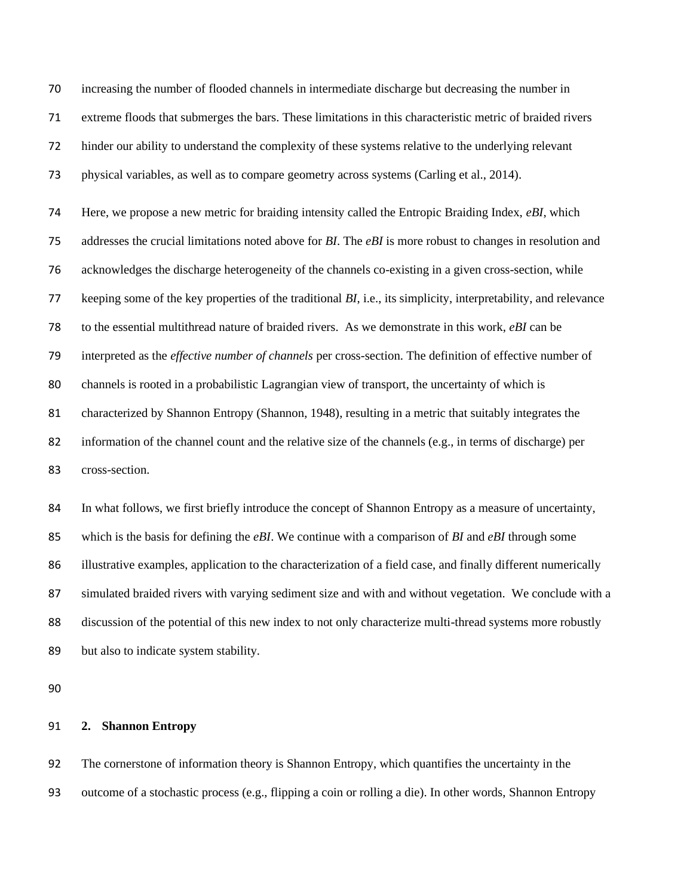increasing the number of flooded channels in intermediate discharge but decreasing the number in extreme floods that submerges the bars. These limitations in this characteristic metric of braided rivers hinder our ability to understand the complexity of these systems relative to the underlying relevant physical variables, as well as to compare geometry across systems (Carling et al., 2014).

Here, we propose a new metric for braiding intensity called the Entropic Braiding Index, *eBI*, which addresses the crucial limitations noted above for *BI*. The *eBI* is more robust to changes in resolution and acknowledges the discharge heterogeneity of the channels co-existing in a given cross-section, while keeping some of the key properties of the traditional *BI*, i.e., its simplicity, interpretability, and relevance to the essential multithread nature of braided rivers. As we demonstrate in this work, *eBI* can be interpreted as the *effective number of channels* per cross-section. The definition of effective number of channels is rooted in a probabilistic Lagrangian view of transport, the uncertainty of which is characterized by Shannon Entropy (Shannon, 1948), resulting in a metric that suitably integrates the information of the channel count and the relative size of the channels (e.g., in terms of discharge) per cross-section.

In what follows, we first briefly introduce the concept of Shannon Entropy as a measure of uncertainty, which is the basis for defining the *eBI*. We continue with a comparison of *BI* and *eBI* through some illustrative examples, application to the characterization of a field case, and finally different numerically simulated braided rivers with varying sediment size and with and without vegetation. We conclude with a discussion of the potential of this new index to not only characterize multi-thread systems more robustly but also to indicate system stability.

## 2. Shannon Entropy

The cornerstone of information theory is Shannon Entropy, which quantifies the uncertainty in the outcome of a stochastic process (e.g., flipping a coin or rolling a die). In other words, Shannon Entropy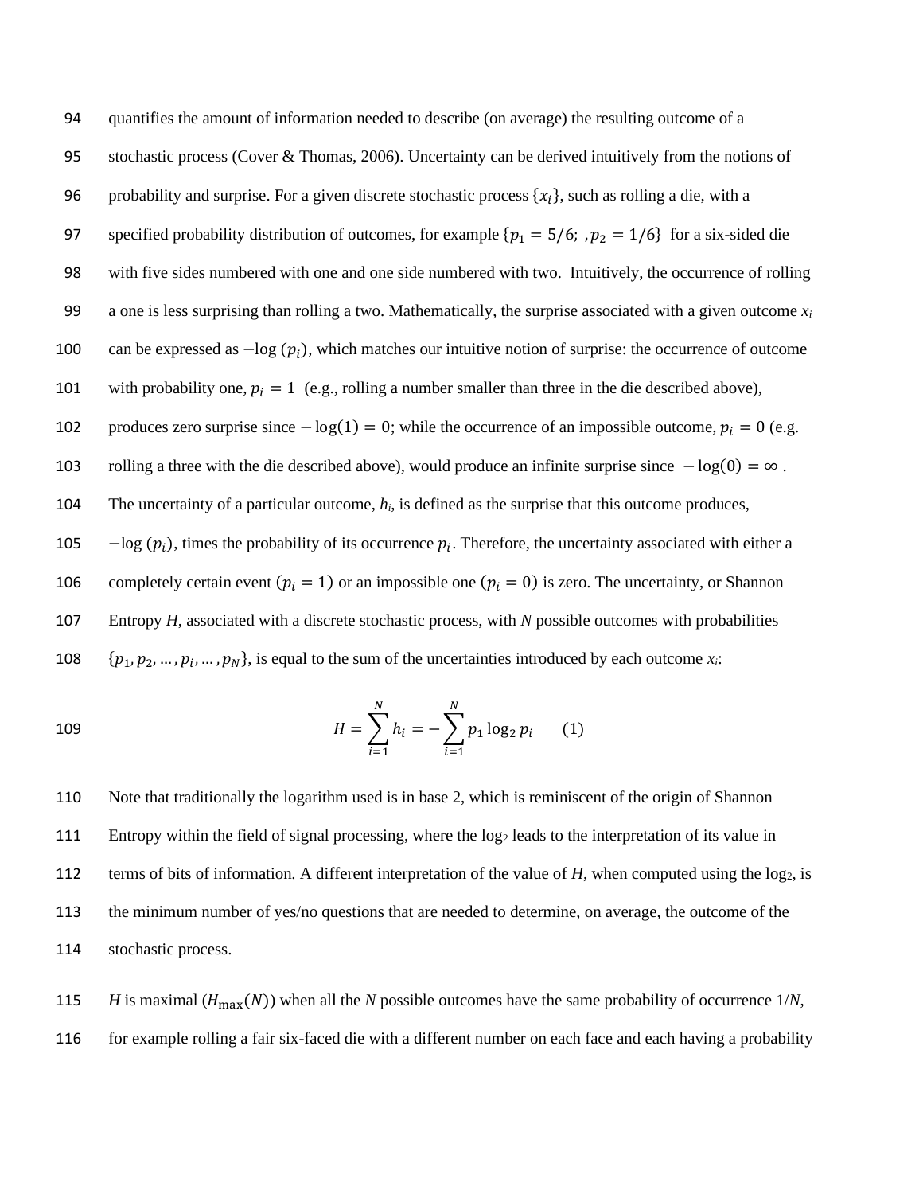quantifies the amount of information needed to describe (on average) the resulting outcome of a stochastic process (Cover & Thomas, 2006). Uncertainty can be derived intuitively from the notions of probability and surprise. For a given discrete stochastic process $\{x_i\}$, such as rolling a die, with a specified probability distribution of outcomes, for example $\{p_1 = 5/6;\ , p_2 = 1/6\}$ for a six-sided die with five sides numbered with one and one side numbered with two. Intuitively, the occurrence of rolling a one is less surprising than rolling a two. Mathematically, the surprise associated with a given outcome $x_i$ can be expressed as $-\log(p_i)$, which matches our intuitive notion of surprise: the occurrence of outcome with probability one, $p_i = 1$ (e.g., rolling a number smaller than three in the die described above), produces zero surprise since $-\log(1) = 0$; while the occurrence of an impossible outcome, $p_i = 0$ (e.g. rolling a three with the die described above), would produce an infinite surprise since $-\log(0) = \infty$ . The uncertainty of a particular outcome, $h_i$, is defined as the surprise that this outcome produces, $-\log(p_i)$, times the probability of its occurrence $p_i$. Therefore, the uncertainty associated with either a completely certain event ($p_i = 1$) or an impossible one ($p_i = 0$) is zero. The uncertainty, or Shannon Entropy $H$, associated with a discrete stochastic process, with $N$ possible outcomes with probabilities $\{p_1, p_2, \dots, p_i, \dots, p_N\}$, is equal to the sum of the uncertainties introduced by each outcome $x_i$:

$$H = \sum_{i=1}^{N} h_i = -\sum_{i=1}^{N} p_1 \log_2 p_i \qquad (1)$$

Note that traditionally the logarithm used is in base 2, which is reminiscent of the origin of Shannon Entropy within the field of signal processing, where the $\log_2$ leads to the interpretation of its value in terms of bits of information. A different interpretation of the value of $H$, when computed using the $\log_2$, is the minimum number of yes/no questions that are needed to determine, on average, the outcome of the stochastic process.

$H$ is maximal ($H_{\max}(N)$) when all the $N$ possible outcomes have the same probability of occurrence $1/N$, for example rolling a fair six-faced die with a different number on each face and each having a probability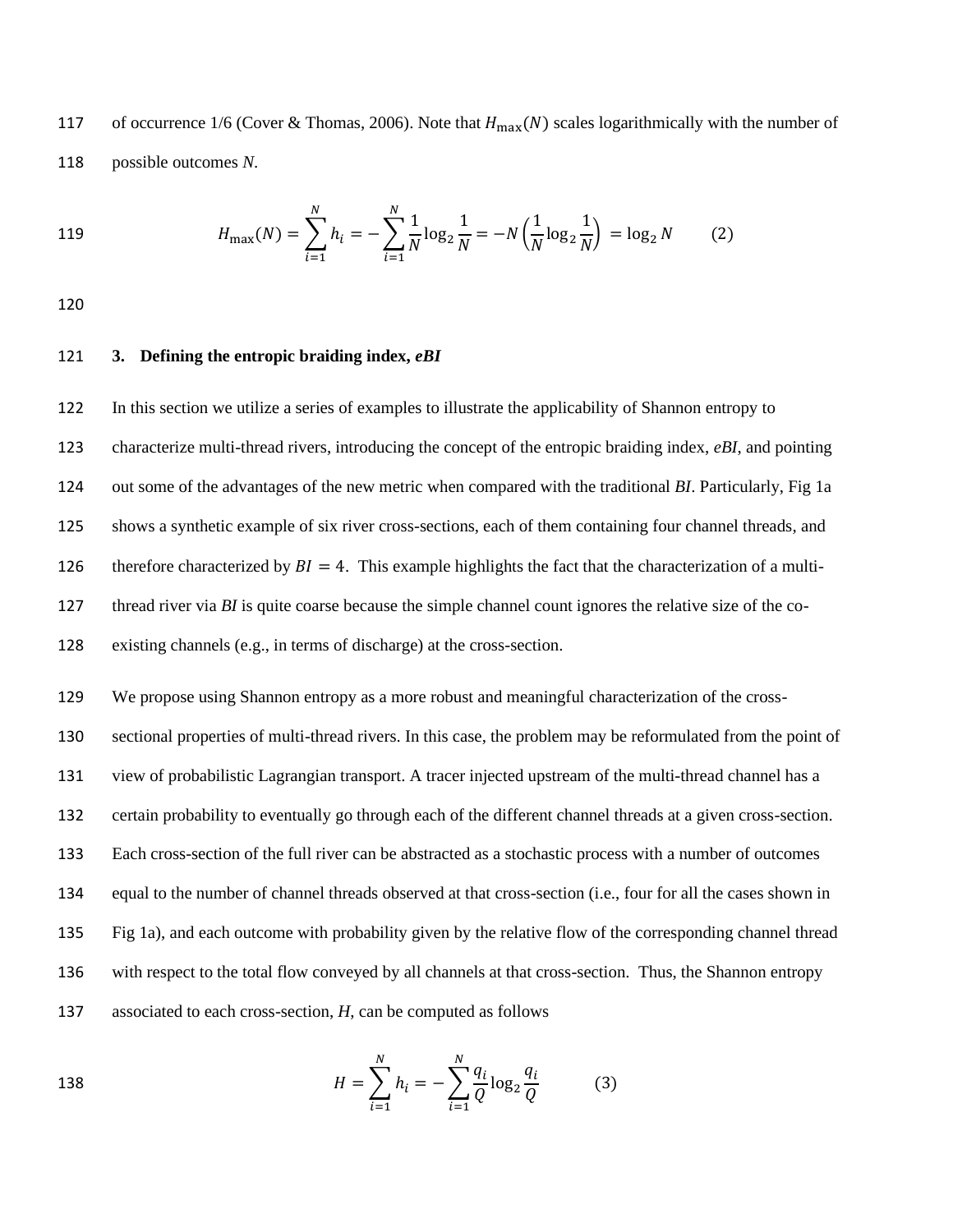of occurrence 1/6 (Cover & Thomas, 2006). Note that $H_{\max}(N)$ scales logarithmically with the number of possible outcomes *N*.

$$H_{\max}(N) = \sum_{i=1}^{N} h_i = -\sum_{i=1}^{N} \frac{1}{N} \log_2 \frac{1}{N} = -N\left(\frac{1}{N} \log_2 \frac{1}{N}\right) = \log_2 N \qquad (2)$$

## 3. Defining the entropic braiding index, *eBI*

In this section we utilize a series of examples to illustrate the applicability of Shannon entropy to characterize multi-thread rivers, introducing the concept of the entropic braiding index, *eBI*, and pointing out some of the advantages of the new metric when compared with the traditional *BI*. Particularly, Fig 1a shows a synthetic example of six river cross-sections, each of them containing four channel threads, and therefore characterized by $BI = 4$. This example highlights the fact that the characterization of a multi-thread river via *BI* is quite coarse because the simple channel count ignores the relative size of the co-existing channels (e.g., in terms of discharge) at the cross-section.

We propose using Shannon entropy as a more robust and meaningful characterization of the cross-sectional properties of multi-thread rivers. In this case, the problem may be reformulated from the point of view of probabilistic Lagrangian transport. A tracer injected upstream of the multi-thread channel has a certain probability to eventually go through each of the different channel threads at a given cross-section. Each cross-section of the full river can be abstracted as a stochastic process with a number of outcomes equal to the number of channel threads observed at that cross-section (i.e., four for all the cases shown in Fig 1a), and each outcome with probability given by the relative flow of the corresponding channel thread with respect to the total flow conveyed by all channels at that cross-section. Thus, the Shannon entropy associated to each cross-section, *H*, can be computed as follows

$$H = \sum_{i=1}^{N} h_i = -\sum_{i=1}^{N} \frac{q_i}{Q} \log_2 \frac{q_i}{Q} \qquad (3)$$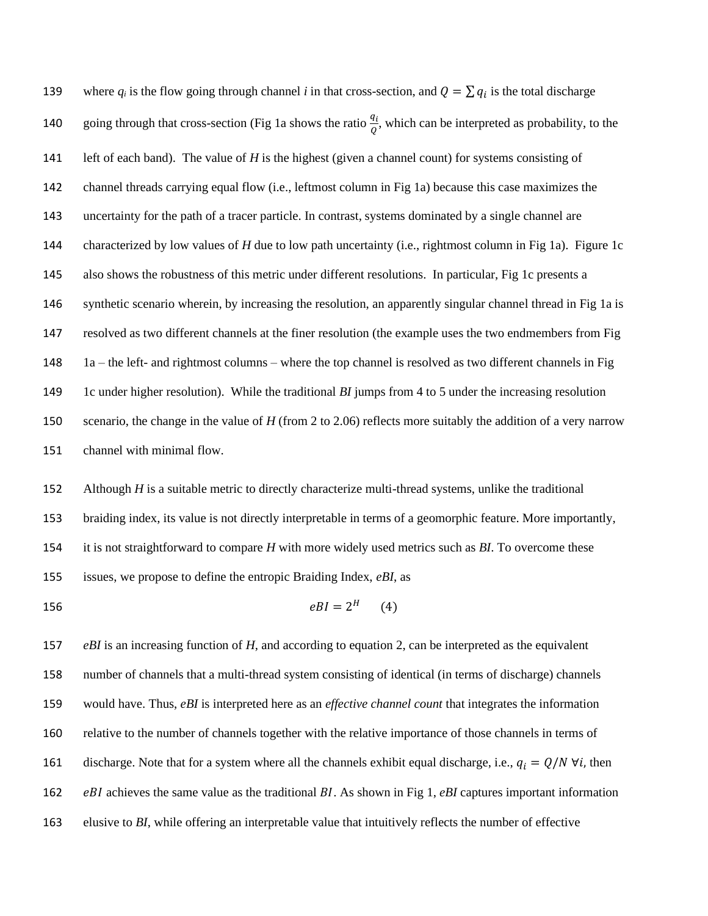where $q_i$ is the flow going through channel $i$ in that cross-section, and $Q = \sum q_i$ is the total discharge going through that cross-section (Fig 1a shows the ratio $\frac{q_i}{Q}$, which can be interpreted as probability, to the left of each band). The value of $H$ is the highest (given a channel count) for systems consisting of channel threads carrying equal flow (i.e., leftmost column in Fig 1a) because this case maximizes the uncertainty for the path of a tracer particle. In contrast, systems dominated by a single channel are characterized by low values of $H$ due to low path uncertainty (i.e., rightmost column in Fig 1a). Figure 1c also shows the robustness of this metric under different resolutions. In particular, Fig 1c presents a synthetic scenario wherein, by increasing the resolution, an apparently singular channel thread in Fig 1a is resolved as two different channels at the finer resolution (the example uses the two endmembers from Fig 1a – the left- and rightmost columns – where the top channel is resolved as two different channels in Fig 1c under higher resolution). While the traditional *BI* jumps from 4 to 5 under the increasing resolution scenario, the change in the value of $H$ (from 2 to 2.06) reflects more suitably the addition of a very narrow channel with minimal flow.

Although $H$ is a suitable metric to directly characterize multi-thread systems, unlike the traditional braiding index, its value is not directly interpretable in terms of a geomorphic feature. More importantly, it is not straightforward to compare $H$ with more widely used metrics such as *BI*. To overcome these issues, we propose to define the entropic Braiding Index, *eBI*, as

$$eBI = 2^H \qquad (4)$$

*eBI* is an increasing function of $H$, and according to equation 2, can be interpreted as the equivalent number of channels that a multi-thread system consisting of identical (in terms of discharge) channels would have. Thus, *eBI* is interpreted here as an *effective channel count* that integrates the information relative to the number of channels together with the relative importance of those channels in terms of discharge. Note that for a system where all the channels exhibit equal discharge, i.e., $q_i = Q/N \; \forall i$, then $eBI$ achieves the same value as the traditional $BI$. As shown in Fig 1, *eBI* captures important information elusive to *BI*, while offering an interpretable value that intuitively reflects the number of effective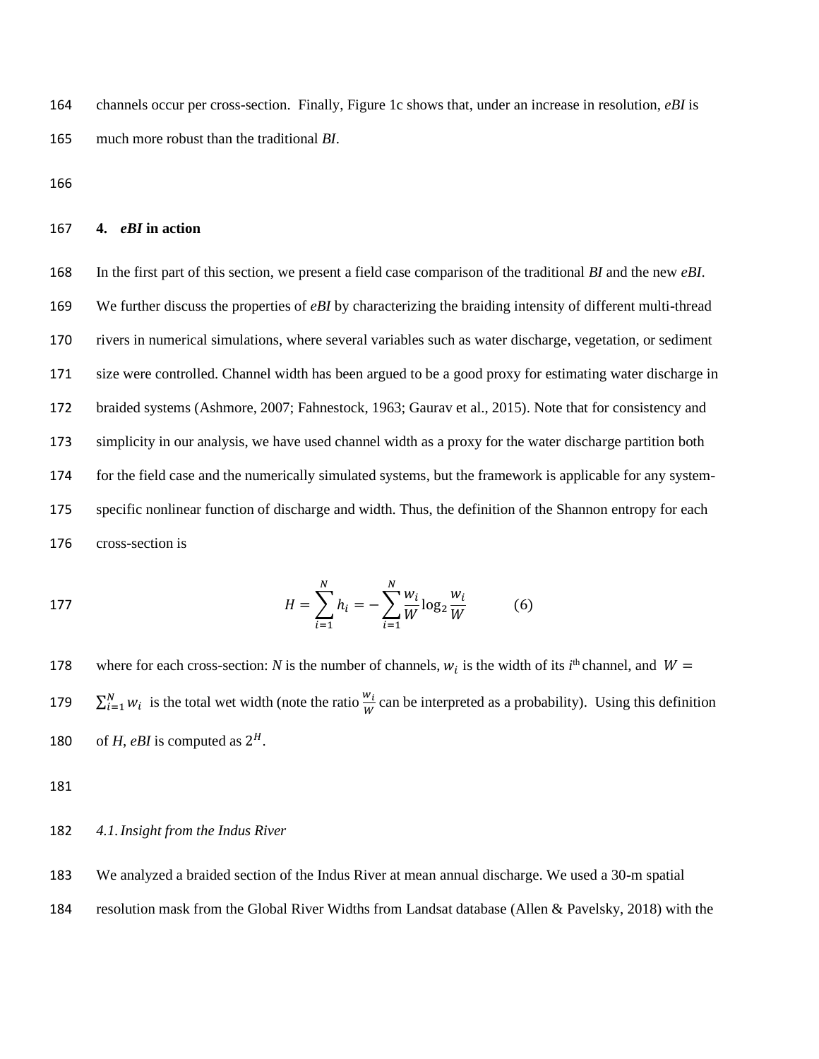channels occur per cross-section. Finally, Figure 1c shows that, under an increase in resolution, *eBI* is much more robust than the traditional *BI*.

## 4. *eBI* in action

In the first part of this section, we present a field case comparison of the traditional *BI* and the new *eBI*. We further discuss the properties of *eBI* by characterizing the braiding intensity of different multi-thread rivers in numerical simulations, where several variables such as water discharge, vegetation, or sediment size were controlled. Channel width has been argued to be a good proxy for estimating water discharge in braided systems (Ashmore, 2007; Fahnestock, 1963; Gaurav et al., 2015). Note that for consistency and simplicity in our analysis, we have used channel width as a proxy for the water discharge partition both for the field case and the numerically simulated systems, but the framework is applicable for any system-specific nonlinear function of discharge and width. Thus, the definition of the Shannon entropy for each cross-section is

$$H = \sum_{i=1}^{N} h_i = -\sum_{i=1}^{N} \frac{w_i}{W} \log_2 \frac{w_i}{W} \qquad (6)$$

where for each cross-section: *N* is the number of channels, $w_i$ is the width of its $i^{\text{th}}$ channel, and $W = \sum_{i=1}^{N} w_i$ is the total wet width (note the ratio $\frac{w_i}{W}$ can be interpreted as a probability). Using this definition of *H*, *eBI* is computed as $2^H$.

### 4.1. Insight from the Indus River

We analyzed a braided section of the Indus River at mean annual discharge. We used a 30-m spatial resolution mask from the Global River Widths from Landsat database (Allen & Pavelsky, 2018) with the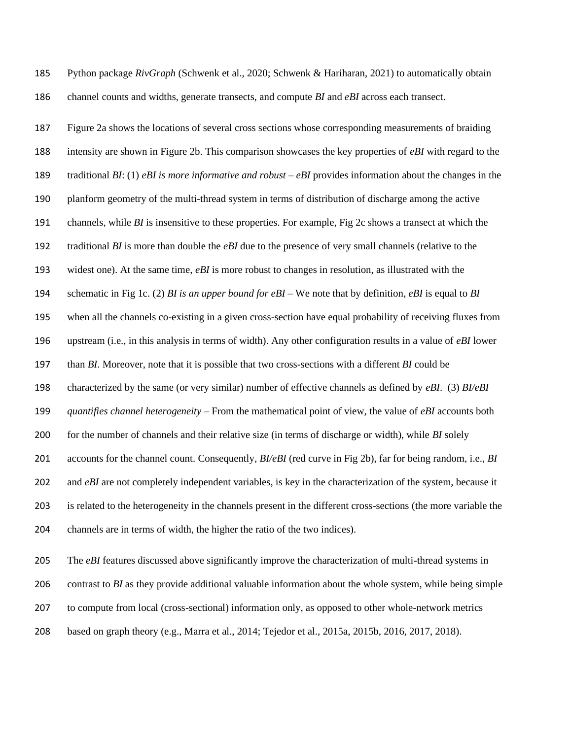Python package *RivGraph* (Schwenk et al., 2020; Schwenk & Hariharan, 2021) to automatically obtain channel counts and widths, generate transects, and compute *BI* and *eBI* across each transect.

Figure 2a shows the locations of several cross sections whose corresponding measurements of braiding intensity are shown in Figure 2b. This comparison showcases the key properties of *eBI* with regard to the traditional *BI*: (1) *eBI is more informative and robust* – *eBI* provides information about the changes in the planform geometry of the multi-thread system in terms of distribution of discharge among the active channels, while *BI* is insensitive to these properties. For example, Fig 2c shows a transect at which the traditional *BI* is more than double the *eBI* due to the presence of very small channels (relative to the widest one). At the same time, *eBI* is more robust to changes in resolution, as illustrated with the schematic in Fig 1c. (2) *BI is an upper bound for eBI* – We note that by definition, *eBI* is equal to *BI* when all the channels co-existing in a given cross-section have equal probability of receiving fluxes from upstream (i.e., in this analysis in terms of width). Any other configuration results in a value of *eBI* lower than *BI*. Moreover, note that it is possible that two cross-sections with a different *BI* could be characterized by the same (or very similar) number of effective channels as defined by *eBI*. (3) *BI/eBI quantifies channel heterogeneity* – From the mathematical point of view, the value of *eBI* accounts both for the number of channels and their relative size (in terms of discharge or width), while *BI* solely accounts for the channel count. Consequently, *BI/eBI* (red curve in Fig 2b), far for being random, i.e., *BI* and *eBI* are not completely independent variables, is key in the characterization of the system, because it is related to the heterogeneity in the channels present in the different cross-sections (the more variable the channels are in terms of width, the higher the ratio of the two indices).

The *eBI* features discussed above significantly improve the characterization of multi-thread systems in contrast to *BI* as they provide additional valuable information about the whole system, while being simple to compute from local (cross-sectional) information only, as opposed to other whole-network metrics based on graph theory (e.g., Marra et al., 2014; Tejedor et al., 2015a, 2015b, 2016, 2017, 2018).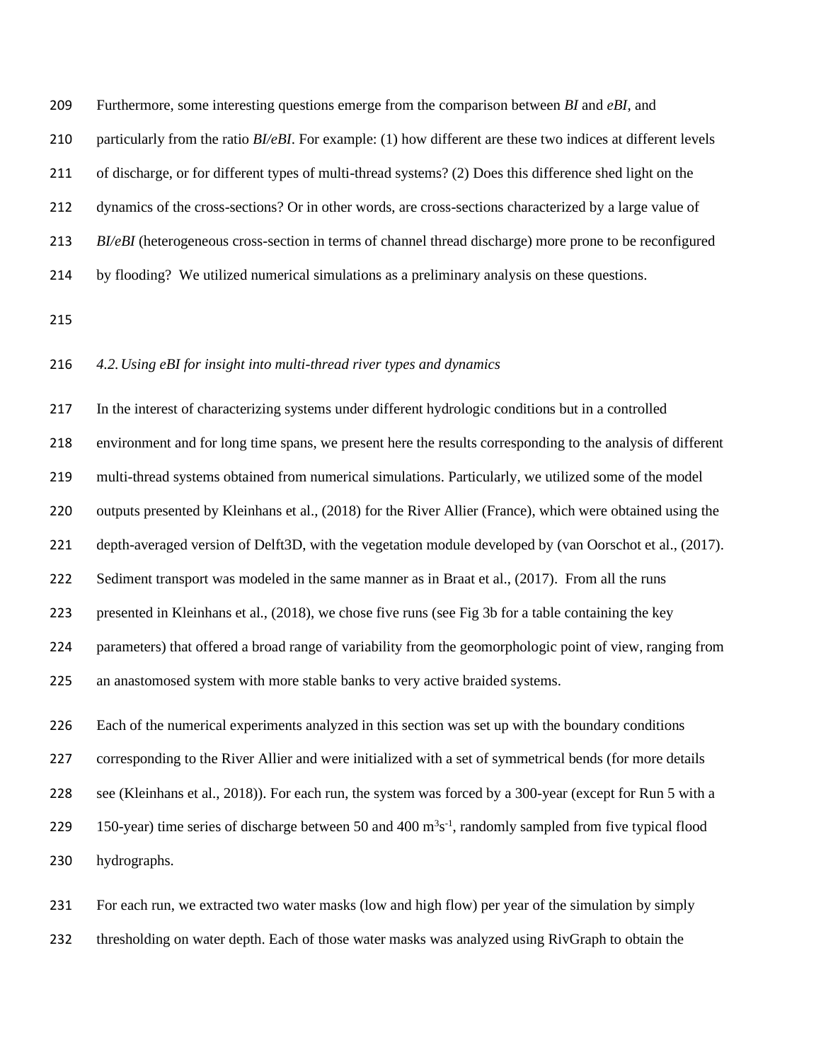Furthermore, some interesting questions emerge from the comparison between *BI* and *eBI*, and particularly from the ratio *BI/eBI*. For example: (1) how different are these two indices at different levels of discharge, or for different types of multi-thread systems? (2) Does this difference shed light on the dynamics of the cross-sections? Or in other words, are cross-sections characterized by a large value of *BI/eBI* (heterogeneous cross-section in terms of channel thread discharge) more prone to be reconfigured by flooding? We utilized numerical simulations as a preliminary analysis on these questions.

### *4.2. Using eBI for insight into multi-thread river types and dynamics*

In the interest of characterizing systems under different hydrologic conditions but in a controlled environment and for long time spans, we present here the results corresponding to the analysis of different multi-thread systems obtained from numerical simulations. Particularly, we utilized some of the model outputs presented by Kleinhans et al., (2018) for the River Allier (France), which were obtained using the depth-averaged version of Delft3D, with the vegetation module developed by (van Oorschot et al., (2017). Sediment transport was modeled in the same manner as in Braat et al., (2017). From all the runs presented in Kleinhans et al., (2018), we chose five runs (see Fig 3b for a table containing the key parameters) that offered a broad range of variability from the geomorphologic point of view, ranging from an anastomosed system with more stable banks to very active braided systems.

Each of the numerical experiments analyzed in this section was set up with the boundary conditions corresponding to the River Allier and were initialized with a set of symmetrical bends (for more details see (Kleinhans et al., 2018)). For each run, the system was forced by a 300-year (except for Run 5 with a 150-year) time series of discharge between 50 and 400 $m^3s^{-1}$, randomly sampled from five typical flood hydrographs.

For each run, we extracted two water masks (low and high flow) per year of the simulation by simply thresholding on water depth. Each of those water masks was analyzed using RivGraph to obtain the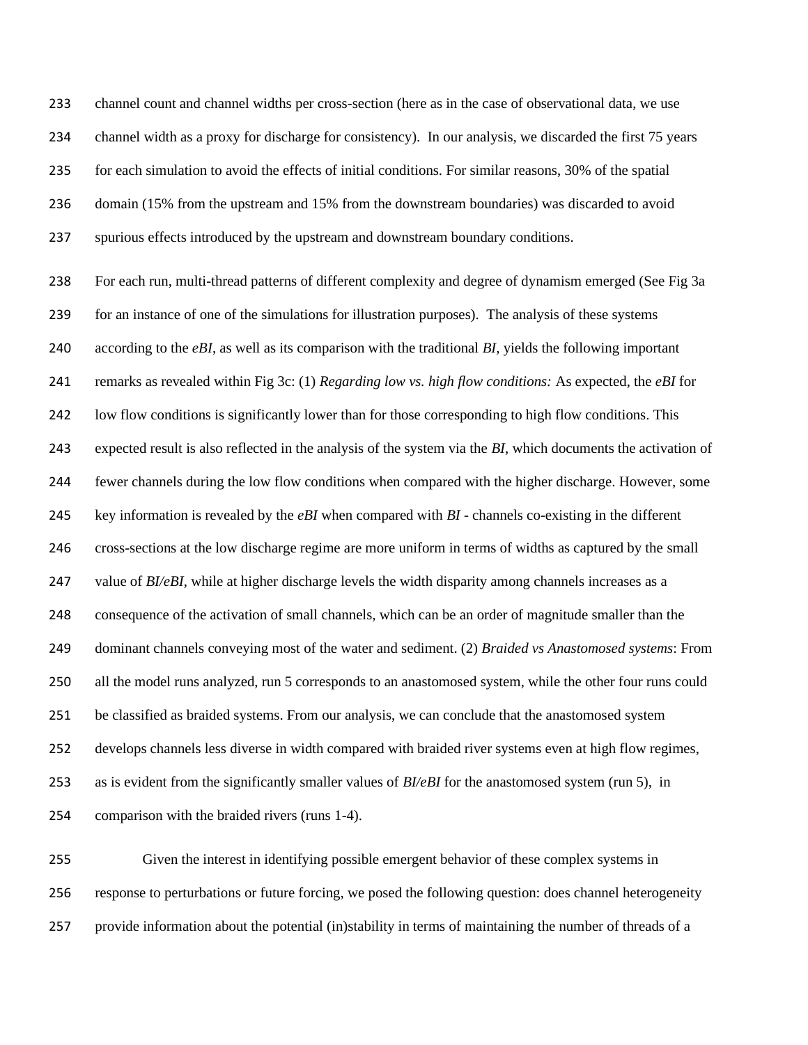channel count and channel widths per cross-section (here as in the case of observational data, we use channel width as a proxy for discharge for consistency). In our analysis, we discarded the first 75 years for each simulation to avoid the effects of initial conditions. For similar reasons, 30% of the spatial domain (15% from the upstream and 15% from the downstream boundaries) was discarded to avoid spurious effects introduced by the upstream and downstream boundary conditions.

For each run, multi-thread patterns of different complexity and degree of dynamism emerged (See Fig 3a for an instance of one of the simulations for illustration purposes). The analysis of these systems according to the *eBI*, as well as its comparison with the traditional *BI*, yields the following important remarks as revealed within Fig 3c: (1) *Regarding low vs. high flow conditions:* As expected, the *eBI* for low flow conditions is significantly lower than for those corresponding to high flow conditions. This expected result is also reflected in the analysis of the system via the *BI*, which documents the activation of fewer channels during the low flow conditions when compared with the higher discharge. However, some key information is revealed by the *eBI* when compared with *BI* - channels co-existing in the different cross-sections at the low discharge regime are more uniform in terms of widths as captured by the small value of *BI/eBI*, while at higher discharge levels the width disparity among channels increases as a consequence of the activation of small channels, which can be an order of magnitude smaller than the dominant channels conveying most of the water and sediment. (2) *Braided vs Anastomosed systems*: From all the model runs analyzed, run 5 corresponds to an anastomosed system, while the other four runs could be classified as braided systems. From our analysis, we can conclude that the anastomosed system develops channels less diverse in width compared with braided river systems even at high flow regimes, as is evident from the significantly smaller values of *BI/eBI* for the anastomosed system (run 5), in comparison with the braided rivers (runs 1-4).

Given the interest in identifying possible emergent behavior of these complex systems in response to perturbations or future forcing, we posed the following question: does channel heterogeneity provide information about the potential (in)stability in terms of maintaining the number of threads of a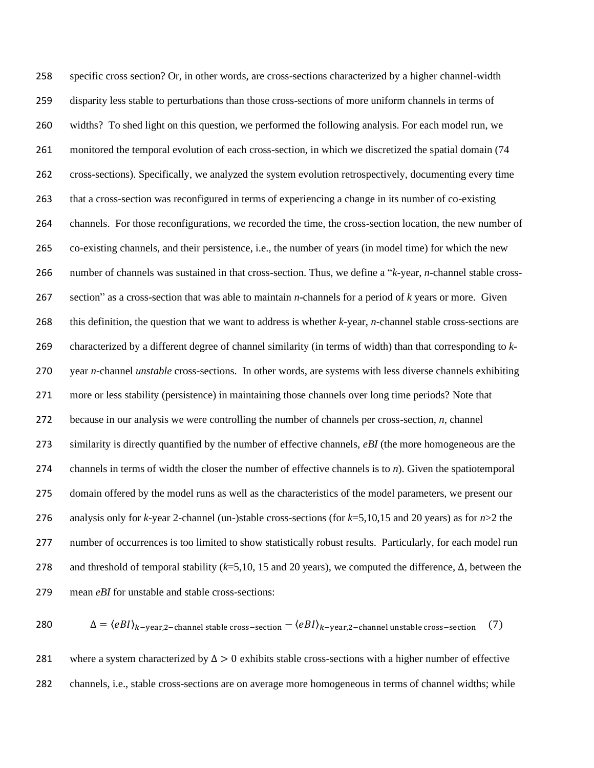specific cross section? Or, in other words, are cross-sections characterized by a higher channel-width disparity less stable to perturbations than those cross-sections of more uniform channels in terms of widths? To shed light on this question, we performed the following analysis. For each model run, we monitored the temporal evolution of each cross-section, in which we discretized the spatial domain (74 cross-sections). Specifically, we analyzed the system evolution retrospectively, documenting every time that a cross-section was reconfigured in terms of experiencing a change in its number of co-existing channels. For those reconfigurations, we recorded the time, the cross-section location, the new number of co-existing channels, and their persistence, i.e., the number of years (in model time) for which the new number of channels was sustained in that cross-section. Thus, we define a "*k*-year, *n*-channel stable cross-section" as a cross-section that was able to maintain *n*-channels for a period of *k* years or more. Given this definition, the question that we want to address is whether *k*-year, *n*-channel stable cross-sections are characterized by a different degree of channel similarity (in terms of width) than that corresponding to *k*-year *n*-channel *unstable* cross-sections. In other words, are systems with less diverse channels exhibiting more or less stability (persistence) in maintaining those channels over long time periods? Note that because in our analysis we were controlling the number of channels per cross-section, *n*, channel similarity is directly quantified by the number of effective channels, *eBI* (the more homogeneous are the channels in terms of width the closer the number of effective channels is to *n*). Given the spatiotemporal domain offered by the model runs as well as the characteristics of the model parameters, we present our analysis only for *k*-year 2-channel (un-)stable cross-sections (for $k$=5,10,15 and 20 years) as for $n>2$ the number of occurrences is too limited to show statistically robust results. Particularly, for each model run and threshold of temporal stability ($k$=5,10, 15 and 20 years), we computed the difference, $\Delta$, between the mean *eBI* for unstable and stable cross-sections:

$$\Delta = \langle eBI \rangle_{k-\text{year},2-\text{channel stable cross}-\text{section}} - \langle eBI \rangle_{k-\text{year},2-\text{channel unstable cross}-\text{section}} \quad (7)$$

where a system characterized by $\Delta > 0$ exhibits stable cross-sections with a higher number of effective channels, i.e., stable cross-sections are on average more homogeneous in terms of channel widths; while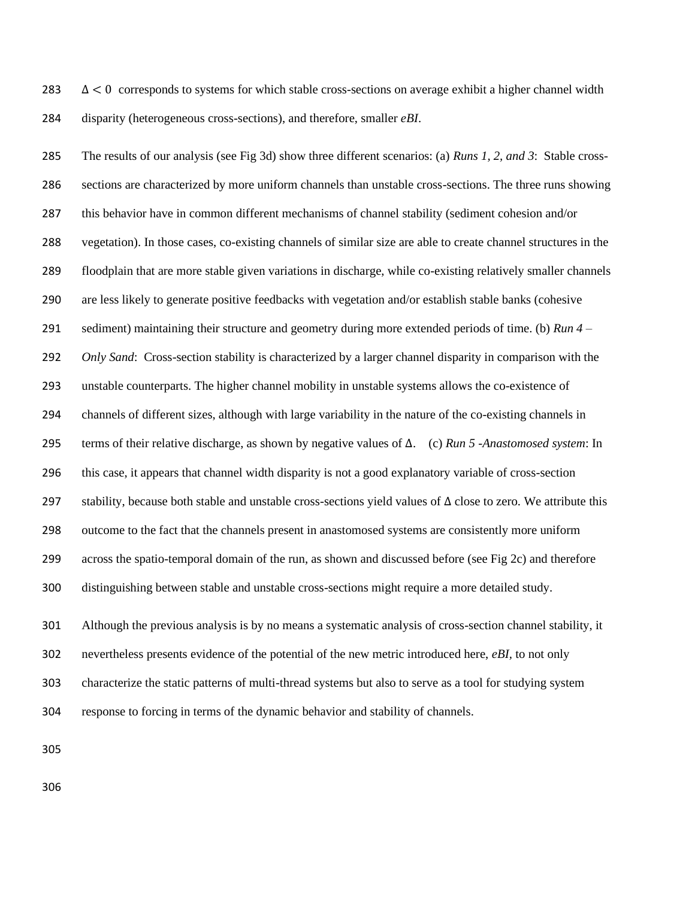$\Delta < 0$ corresponds to systems for which stable cross-sections on average exhibit a higher channel width disparity (heterogeneous cross-sections), and therefore, smaller *eBI*.

The results of our analysis (see Fig 3d) show three different scenarios: (a) *Runs 1, 2, and 3*: Stable cross-sections are characterized by more uniform channels than unstable cross-sections. The three runs showing this behavior have in common different mechanisms of channel stability (sediment cohesion and/or vegetation). In those cases, co-existing channels of similar size are able to create channel structures in the floodplain that are more stable given variations in discharge, while co-existing relatively smaller channels are less likely to generate positive feedbacks with vegetation and/or establish stable banks (cohesive sediment) maintaining their structure and geometry during more extended periods of time. (b) *Run 4 – Only Sand*: Cross-section stability is characterized by a larger channel disparity in comparison with the unstable counterparts. The higher channel mobility in unstable systems allows the co-existence of channels of different sizes, although with large variability in the nature of the co-existing channels in terms of their relative discharge, as shown by negative values of $\Delta$. (c) *Run 5 -Anastomosed system*: In this case, it appears that channel width disparity is not a good explanatory variable of cross-section stability, because both stable and unstable cross-sections yield values of $\Delta$ close to zero. We attribute this outcome to the fact that the channels present in anastomosed systems are consistently more uniform across the spatio-temporal domain of the run, as shown and discussed before (see Fig 2c) and therefore distinguishing between stable and unstable cross-sections might require a more detailed study.

Although the previous analysis is by no means a systematic analysis of cross-section channel stability, it nevertheless presents evidence of the potential of the new metric introduced here, *eBI*, to not only characterize the static patterns of multi-thread systems but also to serve as a tool for studying system response to forcing in terms of the dynamic behavior and stability of channels.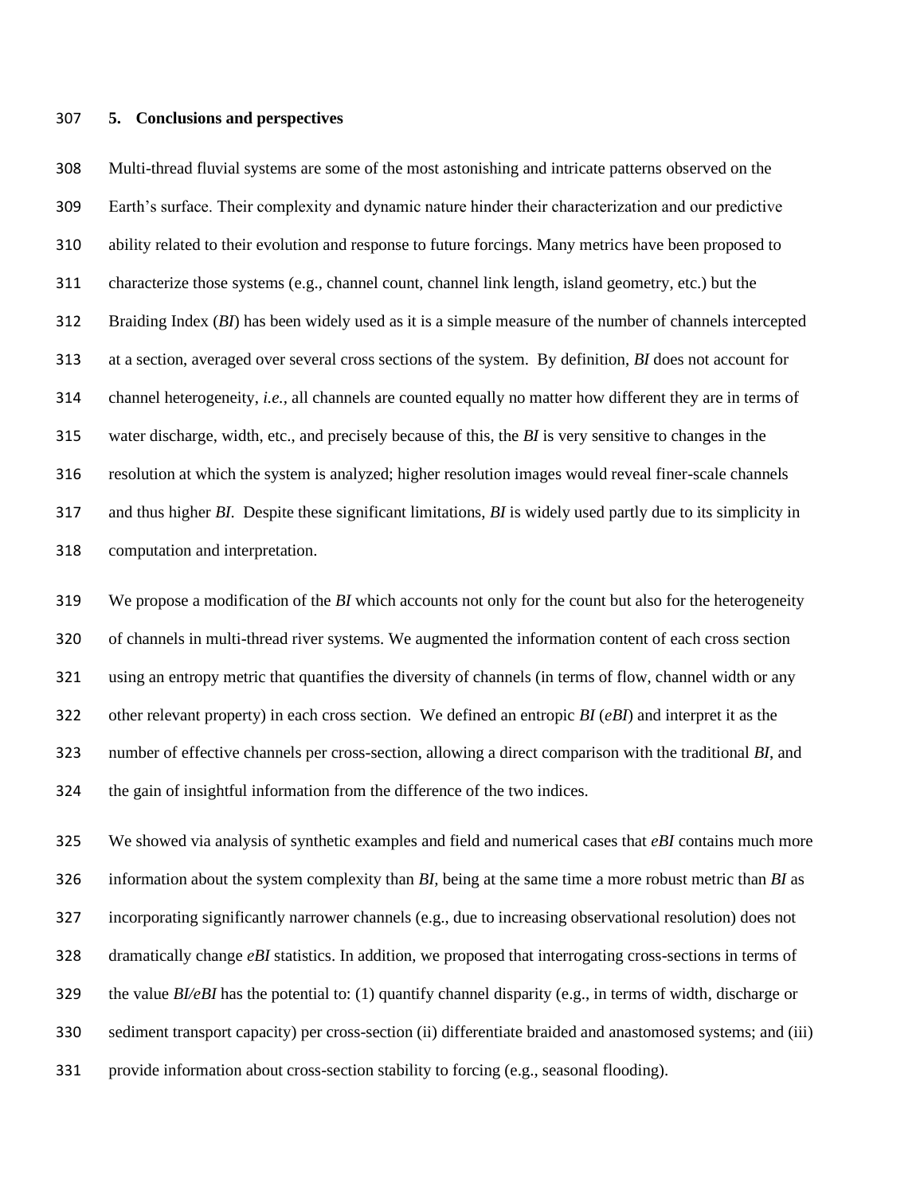## 5. Conclusions and perspectives

Multi-thread fluvial systems are some of the most astonishing and intricate patterns observed on the Earth's surface. Their complexity and dynamic nature hinder their characterization and our predictive ability related to their evolution and response to future forcings. Many metrics have been proposed to characterize those systems (e.g., channel count, channel link length, island geometry, etc.) but the Braiding Index (*BI*) has been widely used as it is a simple measure of the number of channels intercepted at a section, averaged over several cross sections of the system. By definition, *BI* does not account for channel heterogeneity, *i.e.*, all channels are counted equally no matter how different they are in terms of water discharge, width, etc., and precisely because of this, the *BI* is very sensitive to changes in the resolution at which the system is analyzed; higher resolution images would reveal finer-scale channels and thus higher *BI*. Despite these significant limitations, *BI* is widely used partly due to its simplicity in computation and interpretation.

We propose a modification of the *BI* which accounts not only for the count but also for the heterogeneity of channels in multi-thread river systems. We augmented the information content of each cross section using an entropy metric that quantifies the diversity of channels (in terms of flow, channel width or any other relevant property) in each cross section. We defined an entropic *BI* (*eBI*) and interpret it as the number of effective channels per cross-section, allowing a direct comparison with the traditional *BI*, and the gain of insightful information from the difference of the two indices.

We showed via analysis of synthetic examples and field and numerical cases that *eBI* contains much more information about the system complexity than *BI*, being at the same time a more robust metric than *BI* as incorporating significantly narrower channels (e.g., due to increasing observational resolution) does not dramatically change *eBI* statistics. In addition, we proposed that interrogating cross-sections in terms of the value *BI/eBI* has the potential to: (1) quantify channel disparity (e.g., in terms of width, discharge or sediment transport capacity) per cross-section (ii) differentiate braided and anastomosed systems; and (iii) provide information about cross-section stability to forcing (e.g., seasonal flooding).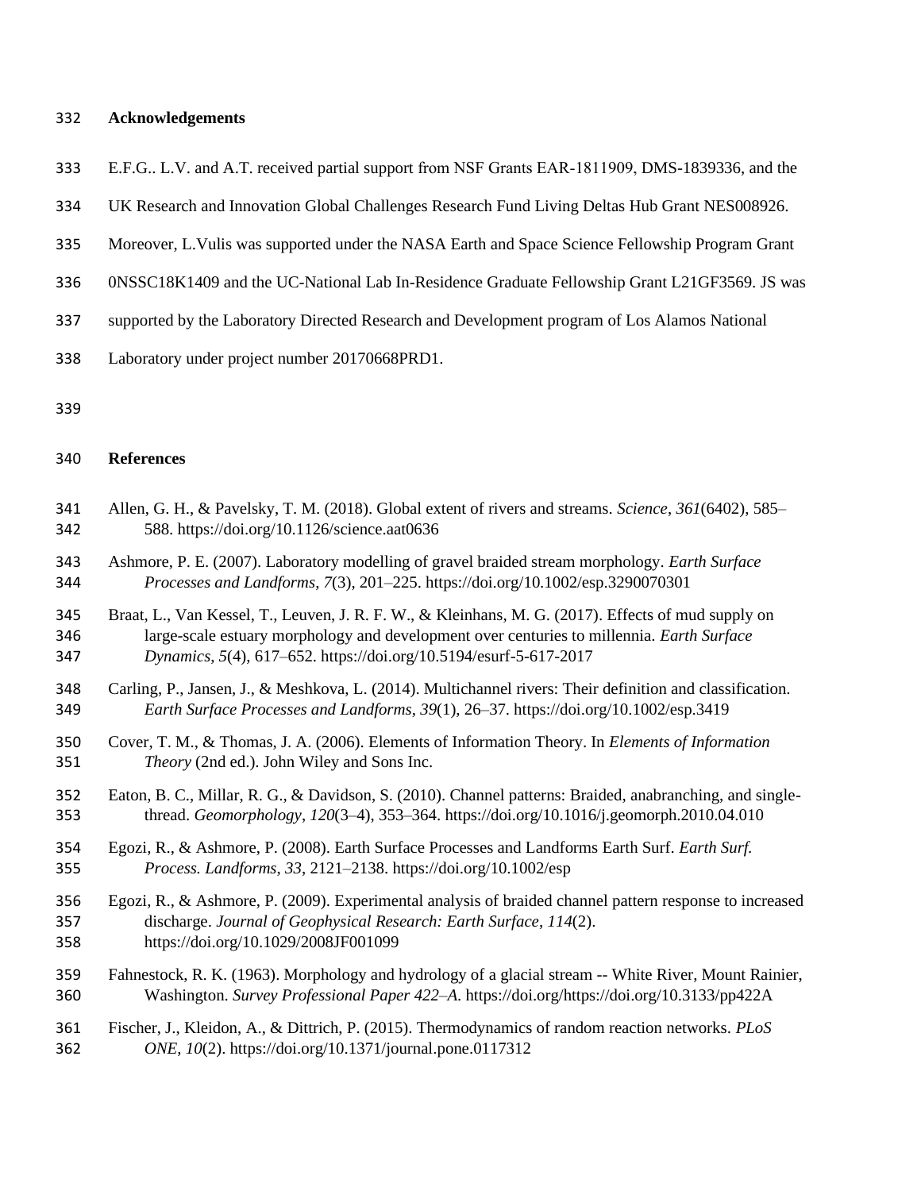## Acknowledgements

E.F.G.. L.V. and A.T. received partial support from NSF Grants EAR-1811909, DMS-1839336, and the UK Research and Innovation Global Challenges Research Fund Living Deltas Hub Grant NES008926. Moreover, L.Vulis was supported under the NASA Earth and Space Science Fellowship Program Grant 0NSSC18K1409 and the UC-National Lab In-Residence Graduate Fellowship Grant L21GF3569. JS was supported by the Laboratory Directed Research and Development program of Los Alamos National Laboratory under project number 20170668PRD1.

## References

Allen, G. H., & Pavelsky, T. M. (2018). Global extent of rivers and streams. *Science*, *361*(6402), 585–588. https://doi.org/10.1126/science.aat0636

Ashmore, P. E. (2007). Laboratory modelling of gravel braided stream morphology. *Earth Surface Processes and Landforms*, *7*(3), 201–225. https://doi.org/10.1002/esp.3290070301

Braat, L., Van Kessel, T., Leuven, J. R. F. W., & Kleinhans, M. G. (2017). Effects of mud supply on large-scale estuary morphology and development over centuries to millennia. *Earth Surface Dynamics*, *5*(4), 617–652. https://doi.org/10.5194/esurf-5-617-2017

Carling, P., Jansen, J., & Meshkova, L. (2014). Multichannel rivers: Their definition and classification. *Earth Surface Processes and Landforms*, *39*(1), 26–37. https://doi.org/10.1002/esp.3419

Cover, T. M., & Thomas, J. A. (2006). Elements of Information Theory. In *Elements of Information Theory* (2nd ed.). John Wiley and Sons Inc.

Eaton, B. C., Millar, R. G., & Davidson, S. (2010). Channel patterns: Braided, anabranching, and single-thread. *Geomorphology*, *120*(3–4), 353–364. https://doi.org/10.1016/j.geomorph.2010.04.010

Egozi, R., & Ashmore, P. (2008). Earth Surface Processes and Landforms Earth Surf. *Earth Surf. Process. Landforms*, *33*, 2121–2138. https://doi.org/10.1002/esp

Egozi, R., & Ashmore, P. (2009). Experimental analysis of braided channel pattern response to increased discharge. *Journal of Geophysical Research: Earth Surface*, *114*(2). https://doi.org/10.1029/2008JF001099

Fahnestock, R. K. (1963). Morphology and hydrology of a glacial stream -- White River, Mount Rainier, Washington. *Survey Professional Paper 422–A*. https://doi.org/https://doi.org/10.3133/pp422A

Fischer, J., Kleidon, A., & Dittrich, P. (2015). Thermodynamics of random reaction networks. *PLoS ONE*, *10*(2). https://doi.org/10.1371/journal.pone.0117312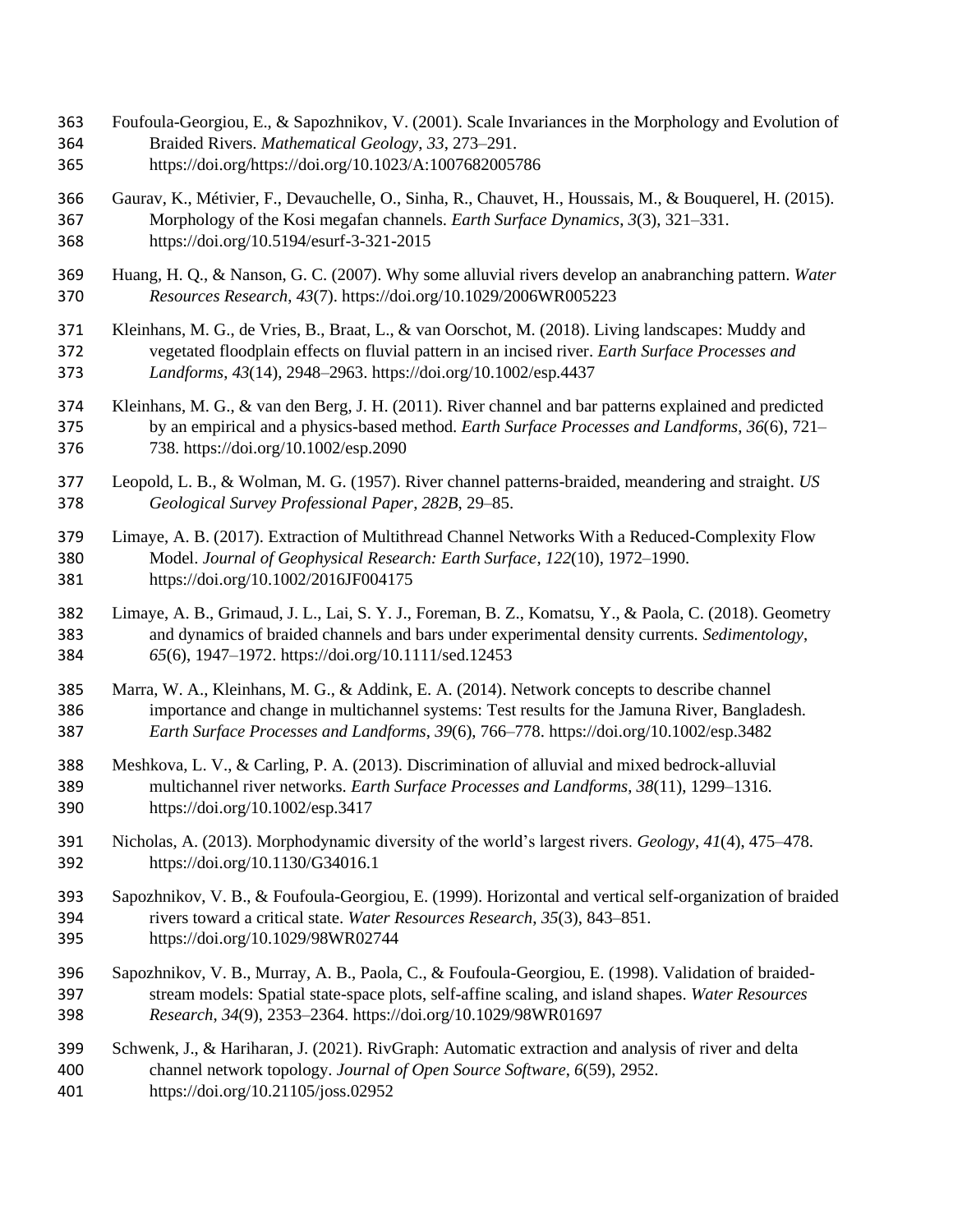Foufoula-Georgiou, E., & Sapozhnikov, V. (2001). Scale Invariances in the Morphology and Evolution of Braided Rivers. *Mathematical Geology*, *33*, 273–291. https://doi.org/https://doi.org/10.1023/A:1007682005786

Gaurav, K., Métivier, F., Devauchelle, O., Sinha, R., Chauvet, H., Houssais, M., & Bouquerel, H. (2015). Morphology of the Kosi megafan channels. *Earth Surface Dynamics*, *3*(3), 321–331. https://doi.org/10.5194/esurf-3-321-2015

Huang, H. Q., & Nanson, G. C. (2007). Why some alluvial rivers develop an anabranching pattern. *Water Resources Research*, *43*(7). https://doi.org/10.1029/2006WR005223

Kleinhans, M. G., de Vries, B., Braat, L., & van Oorschot, M. (2018). Living landscapes: Muddy and vegetated floodplain effects on fluvial pattern in an incised river. *Earth Surface Processes and Landforms*, *43*(14), 2948–2963. https://doi.org/10.1002/esp.4437

Kleinhans, M. G., & van den Berg, J. H. (2011). River channel and bar patterns explained and predicted by an empirical and a physics-based method. *Earth Surface Processes and Landforms*, *36*(6), 721–738. https://doi.org/10.1002/esp.2090

Leopold, L. B., & Wolman, M. G. (1957). River channel patterns-braided, meandering and straight. *US Geological Survey Professional Paper*, *282B*, 29–85.

Limaye, A. B. (2017). Extraction of Multithread Channel Networks With a Reduced-Complexity Flow Model. *Journal of Geophysical Research: Earth Surface*, *122*(10), 1972–1990. https://doi.org/10.1002/2016JF004175

Limaye, A. B., Grimaud, J. L., Lai, S. Y. J., Foreman, B. Z., Komatsu, Y., & Paola, C. (2018). Geometry and dynamics of braided channels and bars under experimental density currents. *Sedimentology*, *65*(6), 1947–1972. https://doi.org/10.1111/sed.12453

Marra, W. A., Kleinhans, M. G., & Addink, E. A. (2014). Network concepts to describe channel importance and change in multichannel systems: Test results for the Jamuna River, Bangladesh. *Earth Surface Processes and Landforms*, *39*(6), 766–778. https://doi.org/10.1002/esp.3482

Meshkova, L. V., & Carling, P. A. (2013). Discrimination of alluvial and mixed bedrock-alluvial multichannel river networks. *Earth Surface Processes and Landforms*, *38*(11), 1299–1316. https://doi.org/10.1002/esp.3417

Nicholas, A. (2013). Morphodynamic diversity of the world's largest rivers. *Geology*, *41*(4), 475–478. https://doi.org/10.1130/G34016.1

Sapozhnikov, V. B., & Foufoula-Georgiou, E. (1999). Horizontal and vertical self-organization of braided rivers toward a critical state. *Water Resources Research*, *35*(3), 843–851. https://doi.org/10.1029/98WR02744

Sapozhnikov, V. B., Murray, A. B., Paola, C., & Foufoula-Georgiou, E. (1998). Validation of braided-stream models: Spatial state-space plots, self-affine scaling, and island shapes. *Water Resources Research*, *34*(9), 2353–2364. https://doi.org/10.1029/98WR01697

Schwenk, J., & Hariharan, J. (2021). RivGraph: Automatic extraction and analysis of river and delta channel network topology. *Journal of Open Source Software*, *6*(59), 2952. https://doi.org/10.21105/joss.02952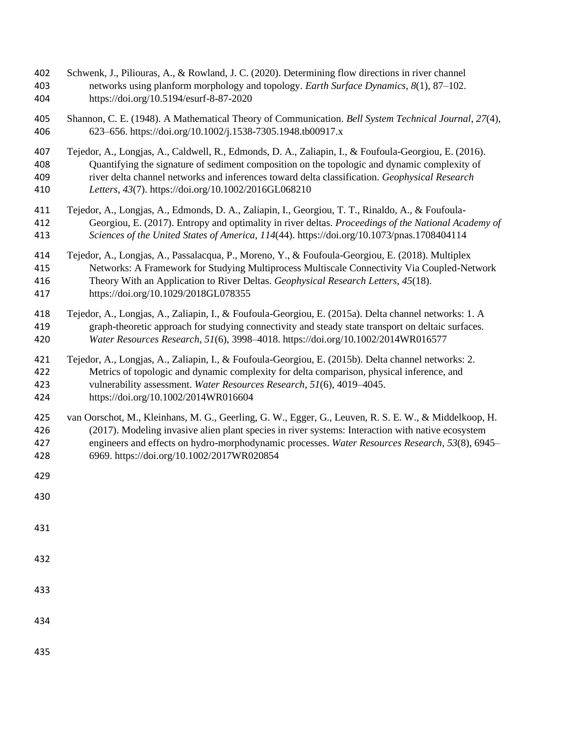Schwenk, J., Piliouras, A., & Rowland, J. C. (2020). Determining flow directions in river channel networks using planform morphology and topology. *Earth Surface Dynamics*, *8*(1), 87–102. https://doi.org/10.5194/esurf-8-87-2020

Shannon, C. E. (1948). A Mathematical Theory of Communication. *Bell System Technical Journal*, *27*(4), 623–656. https://doi.org/10.1002/j.1538-7305.1948.tb00917.x

Tejedor, A., Longjas, A., Caldwell, R., Edmonds, D. A., Zaliapin, I., & Foufoula-Georgiou, E. (2016). Quantifying the signature of sediment composition on the topologic and dynamic complexity of river delta channel networks and inferences toward delta classification. *Geophysical Research Letters*, *43*(7). https://doi.org/10.1002/2016GL068210

Tejedor, A., Longjas, A., Edmonds, D. A., Zaliapin, I., Georgiou, T. T., Rinaldo, A., & Foufoula-Georgiou, E. (2017). Entropy and optimality in river deltas. *Proceedings of the National Academy of Sciences of the United States of America*, *114*(44). https://doi.org/10.1073/pnas.1708404114

Tejedor, A., Longjas, A., Passalacqua, P., Moreno, Y., & Foufoula-Georgiou, E. (2018). Multiplex Networks: A Framework for Studying Multiprocess Multiscale Connectivity Via Coupled-Network Theory With an Application to River Deltas. *Geophysical Research Letters*, *45*(18). https://doi.org/10.1029/2018GL078355

Tejedor, A., Longjas, A., Zaliapin, I., & Foufoula-Georgiou, E. (2015a). Delta channel networks: 1. A graph-theoretic approach for studying connectivity and steady state transport on deltaic surfaces. *Water Resources Research*, *51*(6), 3998–4018. https://doi.org/10.1002/2014WR016577

Tejedor, A., Longjas, A., Zaliapin, I., & Foufoula-Georgiou, E. (2015b). Delta channel networks: 2. Metrics of topologic and dynamic complexity for delta comparison, physical inference, and vulnerability assessment. *Water Resources Research*, *51*(6), 4019–4045. https://doi.org/10.1002/2014WR016604

van Oorschot, M., Kleinhans, M. G., Geerling, G. W., Egger, G., Leuven, R. S. E. W., & Middelkoop, H. (2017). Modeling invasive alien plant species in river systems: Interaction with native ecosystem engineers and effects on hydro-morphodynamic processes. *Water Resources Research*, *53*(8), 6945–6969. https://doi.org/10.1002/2017WR020854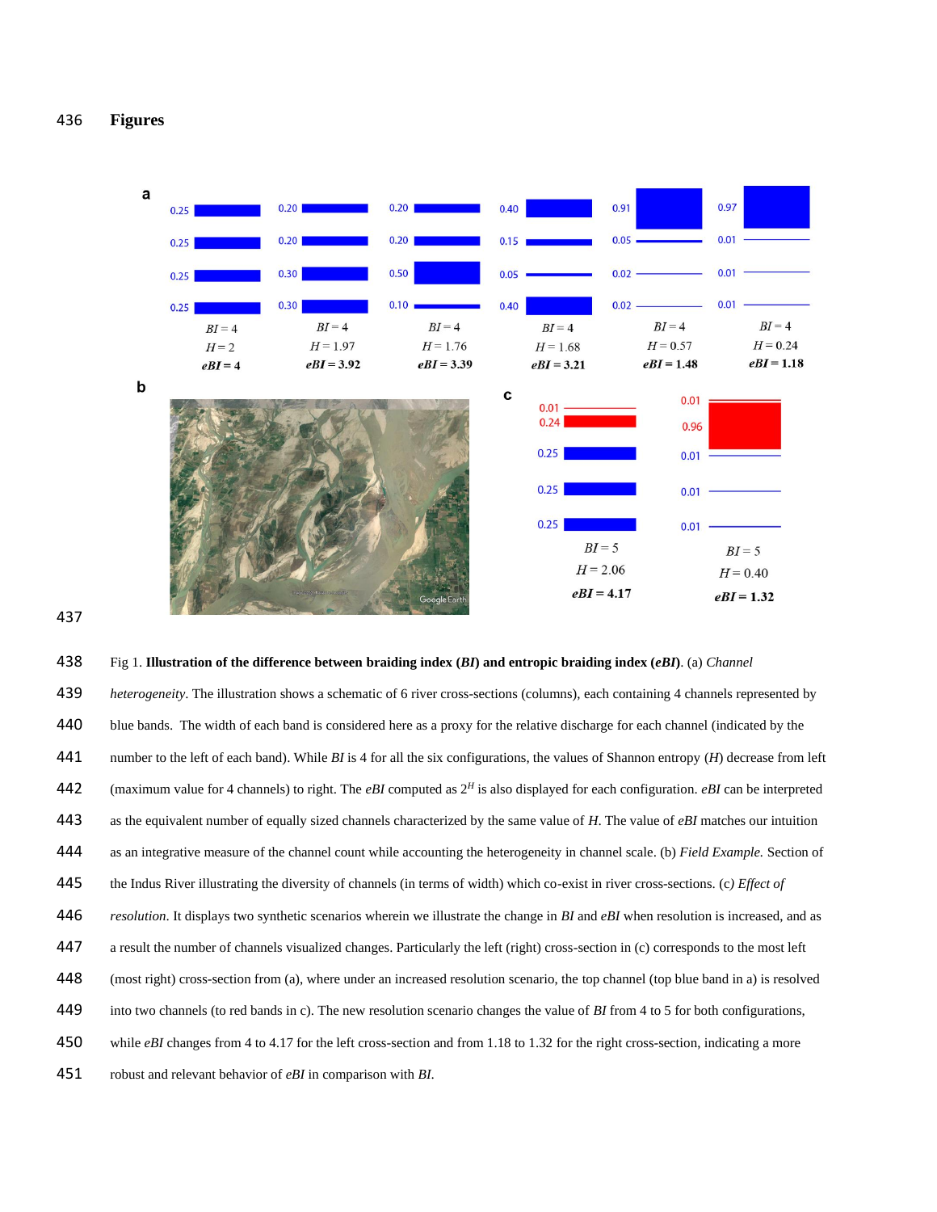# Figures

Fig 1. **Illustration of the difference between braiding index (*BI*) and entropic braiding index (*eBI*)**. (a) *Channel heterogeneity*. The illustration shows a schematic of 6 river cross-sections (columns), each containing 4 channels represented by blue bands. The width of each band is considered here as a proxy for the relative discharge for each channel (indicated by the number to the left of each band). While *BI* is 4 for all the six configurations, the values of Shannon entropy ($H$) decrease from left (maximum value for 4 channels) to right. The *eBI* computed as $2^H$ is also displayed for each configuration. *eBI* can be interpreted as the equivalent number of equally sized channels characterized by the same value of $H$. The value of *eBI* matches our intuition as an integrative measure of the channel count while accounting the heterogeneity in channel scale. (b) *Field Example.* Section of the Indus River illustrating the diversity of channels (in terms of width) which co-exist in river cross-sections. (c*) Effect of resolution*. It displays two synthetic scenarios wherein we illustrate the change in *BI* and *eBI* when resolution is increased, and as a result the number of channels visualized changes. Particularly the left (right) cross-section in (c) corresponds to the most left (most right) cross-section from (a), where under an increased resolution scenario, the top channel (top blue band in a) is resolved into two channels (to red bands in c). The new resolution scenario changes the value of *BI* from 4 to 5 for both configurations, while *eBI* changes from 4 to 4.17 for the left cross-section and from 1.18 to 1.32 for the right cross-section, indicating a more robust and relevant behavior of *eBI* in comparison with *BI*.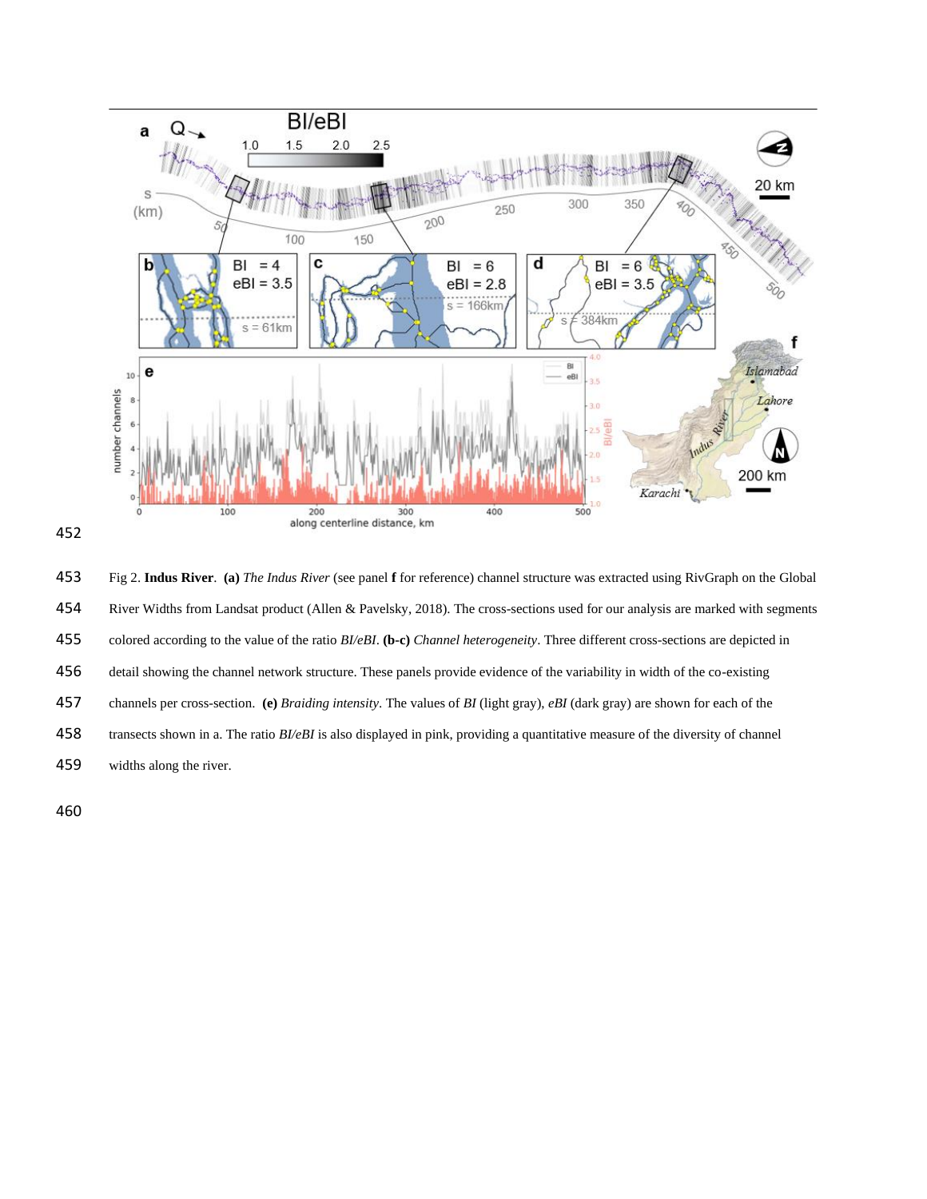Fig 2. **Indus River**. **(a)** *The Indus River* (see panel **f** for reference) channel structure was extracted using RivGraph on the Global River Widths from Landsat product (Allen & Pavelsky, 2018). The cross-sections used for our analysis are marked with segments colored according to the value of the ratio *BI/eBI*. **(b-c)** *Channel heterogeneity*. Three different cross-sections are depicted in detail showing the channel network structure. These panels provide evidence of the variability in width of the co-existing channels per cross-section. **(e)** *Braiding intensity*. The values of *BI* (light gray), *eBI* (dark gray) are shown for each of the transects shown in a. The ratio *BI/eBI* is also displayed in pink, providing a quantitative measure of the diversity of channel widths along the river.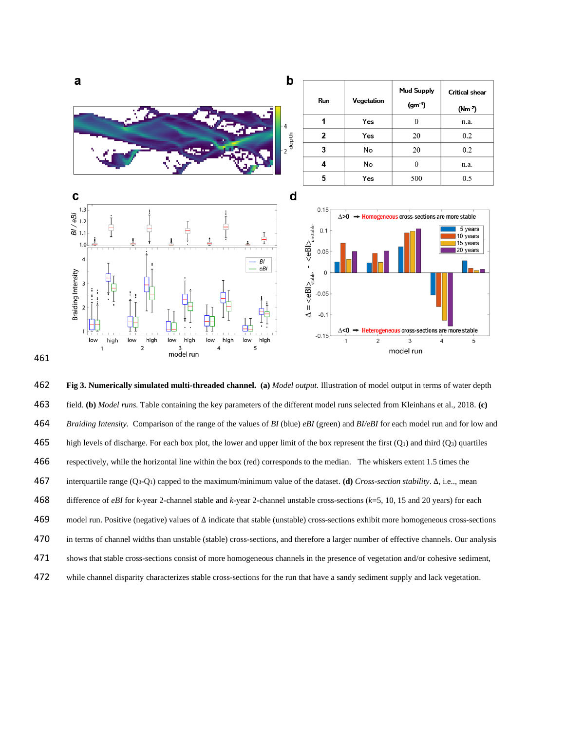a

depth

4

2

b

| Run | Vegetation | Mud Supply (gm⁻³) | Critical shear (Nm⁻²) |
|---|---|---|---|
| 1 | Yes | 0 | n.a. |
| 2 | Yes | 20 | 0.2 |
| 3 | No | 20 | 0.2 |
| 4 | No | 0 | n.a. |
| 5 | Yes | 500 | 0.5 |

c

BI / eBI

1.3
1.2
1.1
1.0

Braiding Intensity

4
3
2
1

BI
eBI

low high low high low high low high low high
1 2 3 4 5
model run

d

0.15
0.1
0.05
0
-0.05
-0.1
-0.15

Δ>0 ➔ Homogeneous cross-sections are more stable

5 years
10 years
15 years
20 years

$\Delta = \langle eBI \rangle_{stable} - \langle eBI \rangle_{unstable}$

Δ<0 ➔ Heterogeneous cross-sections are more stable

1 2 3 4 5
model run

**Fig 3. Numerically simulated multi-threaded channel.** **(a)** *Model output*. Illustration of model output in terms of water depth field. **(b)** *Model runs.* Table containing the key parameters of the different model runs selected from Kleinhans et al., 2018. **(c)** *Braiding Intensity*. Comparison of the range of the values of *BI* (blue) *eBI* (green) and *BI/eBI* for each model run and for low and high levels of discharge. For each box plot, the lower and upper limit of the box represent the first ($Q_1$) and third ($Q_3$) quartiles respectively, while the horizontal line within the box (red) corresponds to the median. The whiskers extent 1.5 times the interquartile range ($Q_3$-$Q_1$) capped to the maximum/minimum value of the dataset. **(d)** *Cross-section stability*. Δ, i.e.., mean difference of *eBI* for *k*-year 2-channel stable and *k*-year 2-channel unstable cross-sections (*k*=5, 10, 15 and 20 years) for each model run. Positive (negative) values of Δ indicate that stable (unstable) cross-sections exhibit more homogeneous cross-sections in terms of channel widths than unstable (stable) cross-sections, and therefore a larger number of effective channels. Our analysis shows that stable cross-sections consist of more homogeneous channels in the presence of vegetation and/or cohesive sediment, while channel disparity characterizes stable cross-sections for the run that have a sandy sediment supply and lack vegetation.